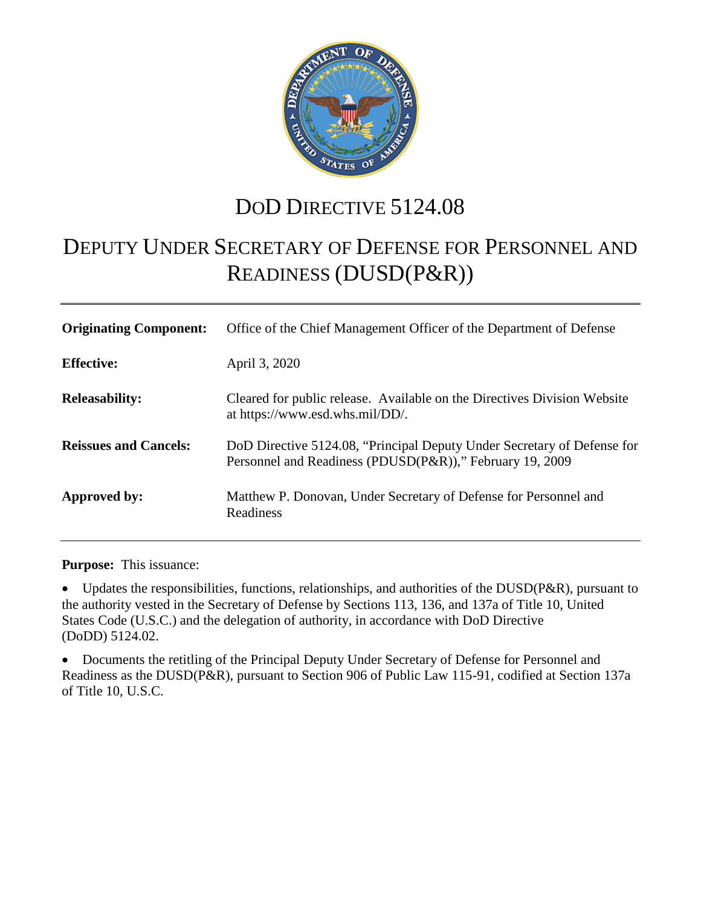# DoD DIRECTIVE 5124.08

# DEPUTY UNDER SECRETARY OF DEFENSE FOR PERSONNEL AND READINESS (DUSD(P&R))

| | |
|---|---|
| **Originating Component:** | Office of the Chief Management Officer of the Department of Defense |
| **Effective:** | April 3, 2020 |
| **Releasability:** | Cleared for public release. Available on the Directives Division Website at https://www.esd.whs.mil/DD/. |
| **Reissues and Cancels:** | DoD Directive 5124.08, "Principal Deputy Under Secretary of Defense for Personnel and Readiness (PDUSD(P&R))," February 19, 2009 |
| **Approved by:** | Matthew P. Donovan, Under Secretary of Defense for Personnel and Readiness |

**Purpose:** This issuance:

- Updates the responsibilities, functions, relationships, and authorities of the DUSD(P&R), pursuant to the authority vested in the Secretary of Defense by Sections 113, 136, and 137a of Title 10, United States Code (U.S.C.) and the delegation of authority, in accordance with DoD Directive (DoDD) 5124.02.

- Documents the retitling of the Principal Deputy Under Secretary of Defense for Personnel and Readiness as the DUSD(P&R), pursuant to Section 906 of Public Law 115-91, codified at Section 137a of Title 10, U.S.C.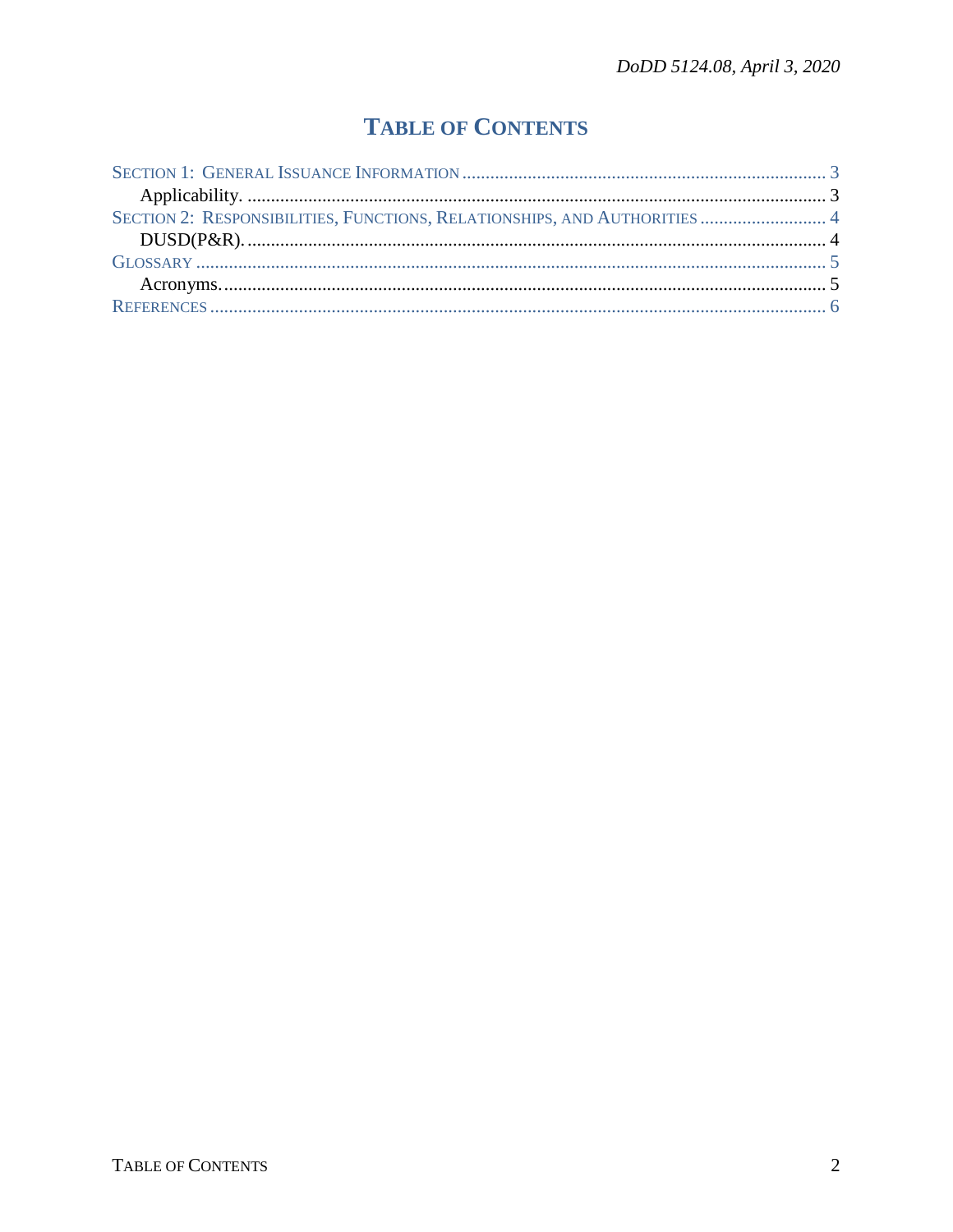# TABLE OF CONTENTS

SECTION 1: GENERAL ISSUANCE INFORMATION ............................................................................. 3
  Applicability. .......................................................................................................................... 3
SECTION 2: RESPONSIBILITIES, FUNCTIONS, RELATIONSHIPS, AND AUTHORITIES ........................... 4
  DUSD(P&R). ........................................................................................................................... 4
GLOSSARY ..................................................................................................................................... 5
  Acronyms. ............................................................................................................................... 5
REFERENCES .................................................................................................................................. 6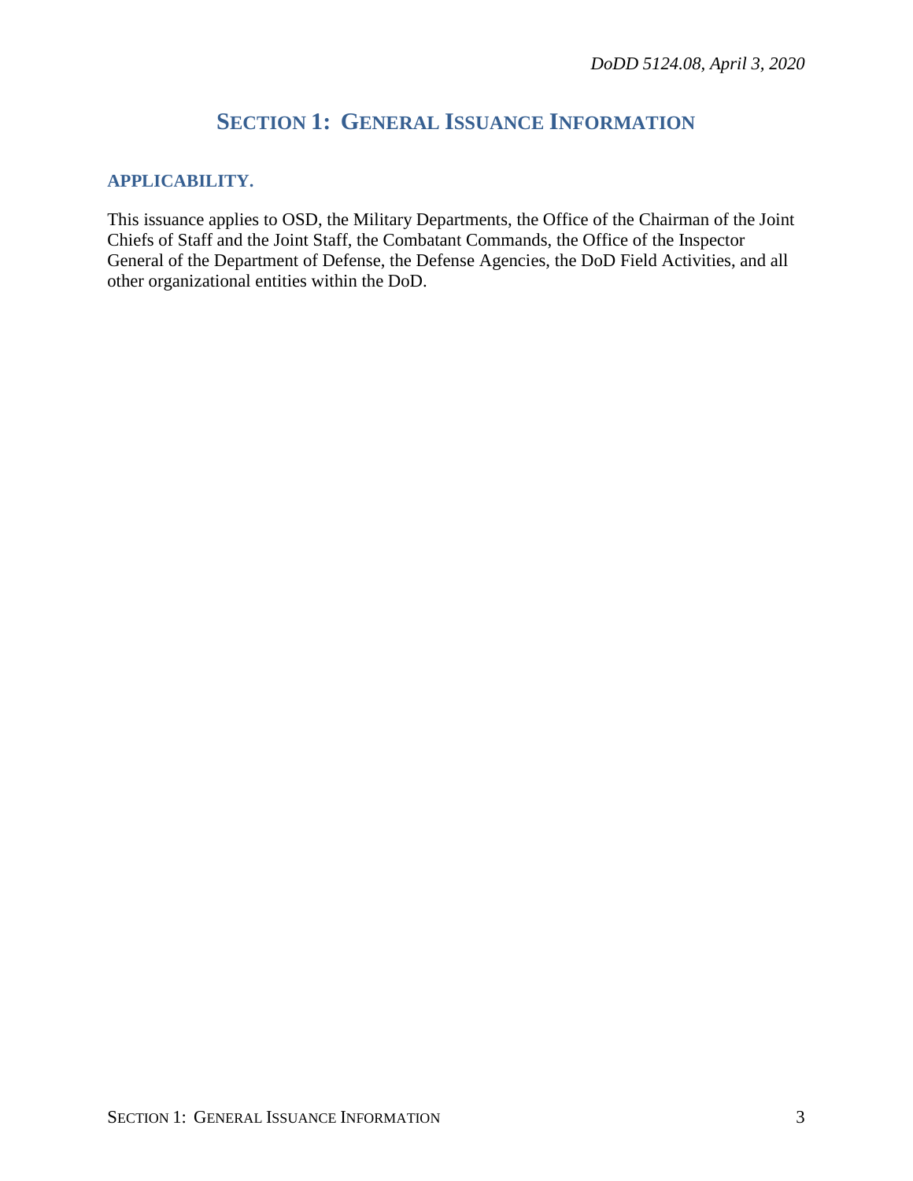# SECTION 1: GENERAL ISSUANCE INFORMATION

## APPLICABILITY.

This issuance applies to OSD, the Military Departments, the Office of the Chairman of the Joint Chiefs of Staff and the Joint Staff, the Combatant Commands, the Office of the Inspector General of the Department of Defense, the Defense Agencies, the DoD Field Activities, and all other organizational entities within the DoD.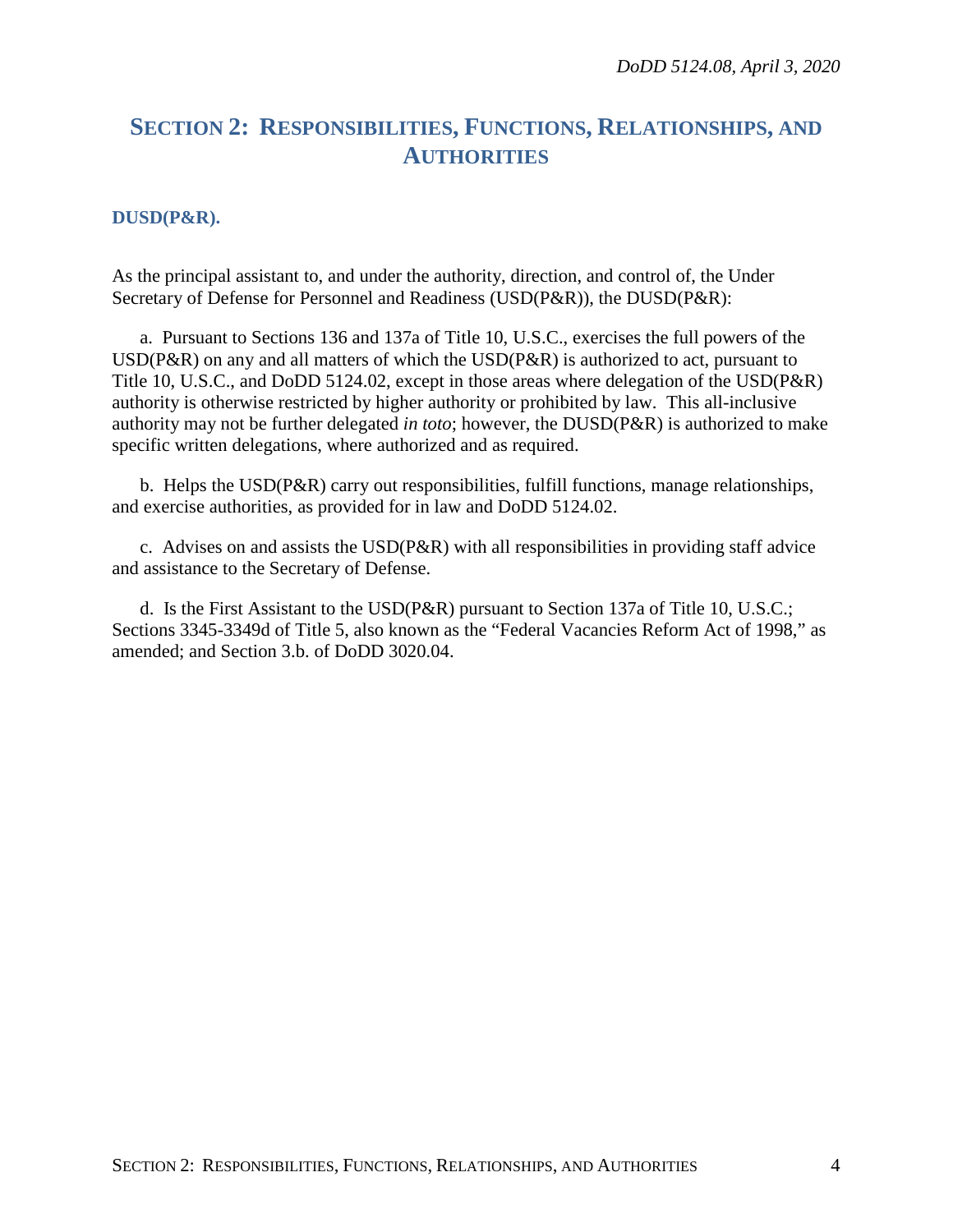# SECTION 2: RESPONSIBILITIES, FUNCTIONS, RELATIONSHIPS, AND AUTHORITIES

## DUSD(P&R).

As the principal assistant to, and under the authority, direction, and control of, the Under Secretary of Defense for Personnel and Readiness (USD(P&R)), the DUSD(P&R):

a. Pursuant to Sections 136 and 137a of Title 10, U.S.C., exercises the full powers of the USD(P&R) on any and all matters of which the USD(P&R) is authorized to act, pursuant to Title 10, U.S.C., and DoDD 5124.02, except in those areas where delegation of the USD(P&R) authority is otherwise restricted by higher authority or prohibited by law. This all-inclusive authority may not be further delegated *in toto*; however, the DUSD(P&R) is authorized to make specific written delegations, where authorized and as required.

b. Helps the USD(P&R) carry out responsibilities, fulfill functions, manage relationships, and exercise authorities, as provided for in law and DoDD 5124.02.

c. Advises on and assists the USD(P&R) with all responsibilities in providing staff advice and assistance to the Secretary of Defense.

d. Is the First Assistant to the USD(P&R) pursuant to Section 137a of Title 10, U.S.C.; Sections 3345-3349d of Title 5, also known as the "Federal Vacancies Reform Act of 1998," as amended; and Section 3.b. of DoDD 3020.04.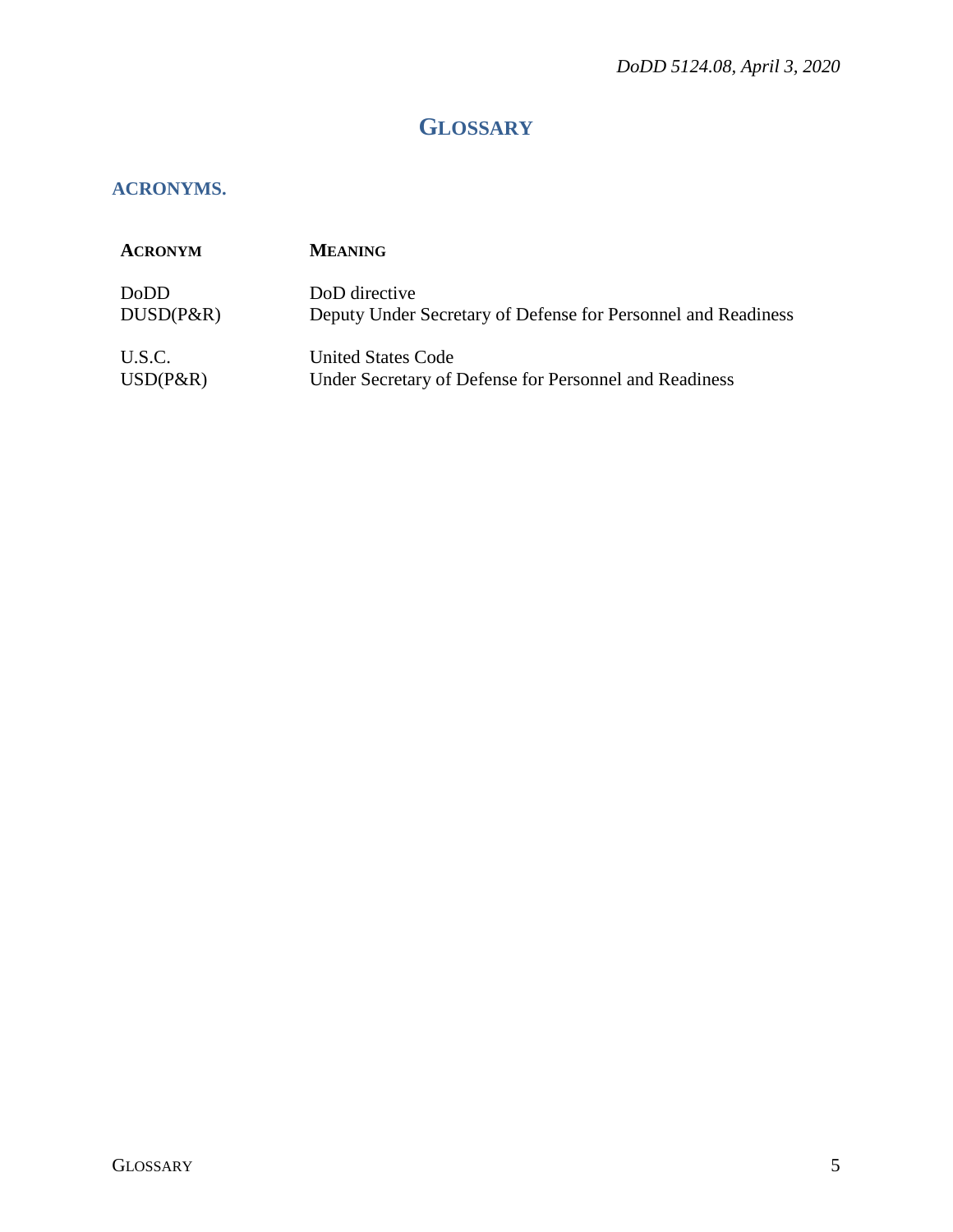# GLOSSARY

## ACRONYMS.

| ACRONYM | MEANING |
|---|---|
| DoDD | DoD directive |
| DUSD(P&R) | Deputy Under Secretary of Defense for Personnel and Readiness |
| U.S.C. | United States Code |
| USD(P&R) | Under Secretary of Defense for Personnel and Readiness |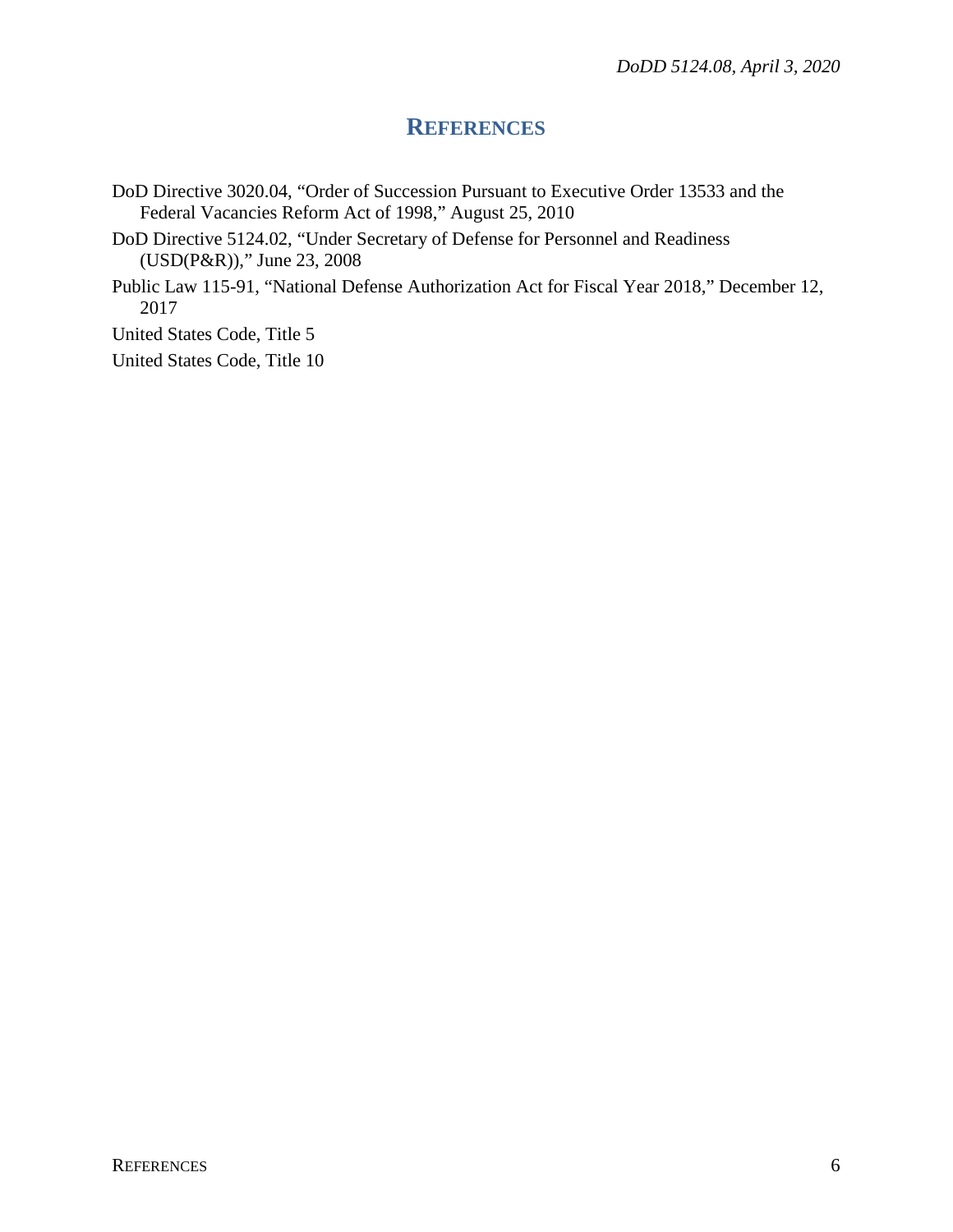# REFERENCES

DoD Directive 3020.04, "Order of Succession Pursuant to Executive Order 13533 and the Federal Vacancies Reform Act of 1998," August 25, 2010

DoD Directive 5124.02, "Under Secretary of Defense for Personnel and Readiness (USD(P&R))," June 23, 2008

Public Law 115-91, "National Defense Authorization Act for Fiscal Year 2018," December 12, 2017

United States Code, Title 5

United States Code, Title 10